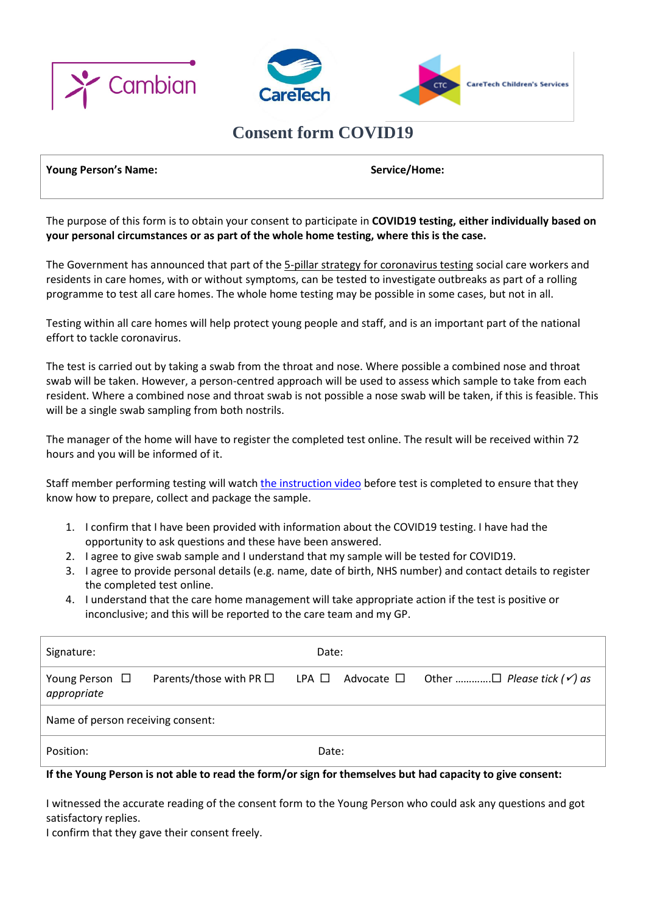# Consent form COVID19

| **Young Person's Name:** | **Service/Home:** |
|---|---|

The purpose of this form is to obtain your consent to participate in **COVID19 testing, either individually based on your personal circumstances or as part of the whole home testing, where this is the case.**

The Government has announced that part of the 5-pillar strategy for coronavirus testing social care workers and residents in care homes, with or without symptoms, can be tested to investigate outbreaks as part of a rolling programme to test all care homes. The whole home testing may be possible in some cases, but not in all.

Testing within all care homes will help protect young people and staff, and is an important part of the national effort to tackle coronavirus.

The test is carried out by taking a swab from the throat and nose. Where possible a combined nose and throat swab will be taken. However, a person-centred approach will be used to assess which sample to take from each resident. Where a combined nose and throat swab is not possible a nose swab will be taken, if this is feasible. This will be a single swab sampling from both nostrils.

The manager of the home will have to register the completed test online. The result will be received within 72 hours and you will be informed of it.

Staff member performing testing will watch the instruction video before test is completed to ensure that they know how to prepare, collect and package the sample.

1. I confirm that I have been provided with information about the COVID19 testing. I have had the opportunity to ask questions and these have been answered.
2. I agree to give swab sample and I understand that my sample will be tested for COVID19.
3. I agree to provide personal details (e.g. name, date of birth, NHS number) and contact details to register the completed test online.
4. I understand that the care home management will take appropriate action if the test is positive or inconclusive; and this will be reported to the care team and my GP.

| Signature: | Date: |
|---|---|
| Young Person ☐ Parents/those with PR ☐ LPA ☐ Advocate ☐ Other …………☐ *Please tick (✓) as appropriate* | |
| Name of person receiving consent: | |
| Position: | Date: |

**If the Young Person is not able to read the form/or sign for themselves but had capacity to give consent:**

I witnessed the accurate reading of the consent form to the Young Person who could ask any questions and got satisfactory replies.
I confirm that they gave their consent freely.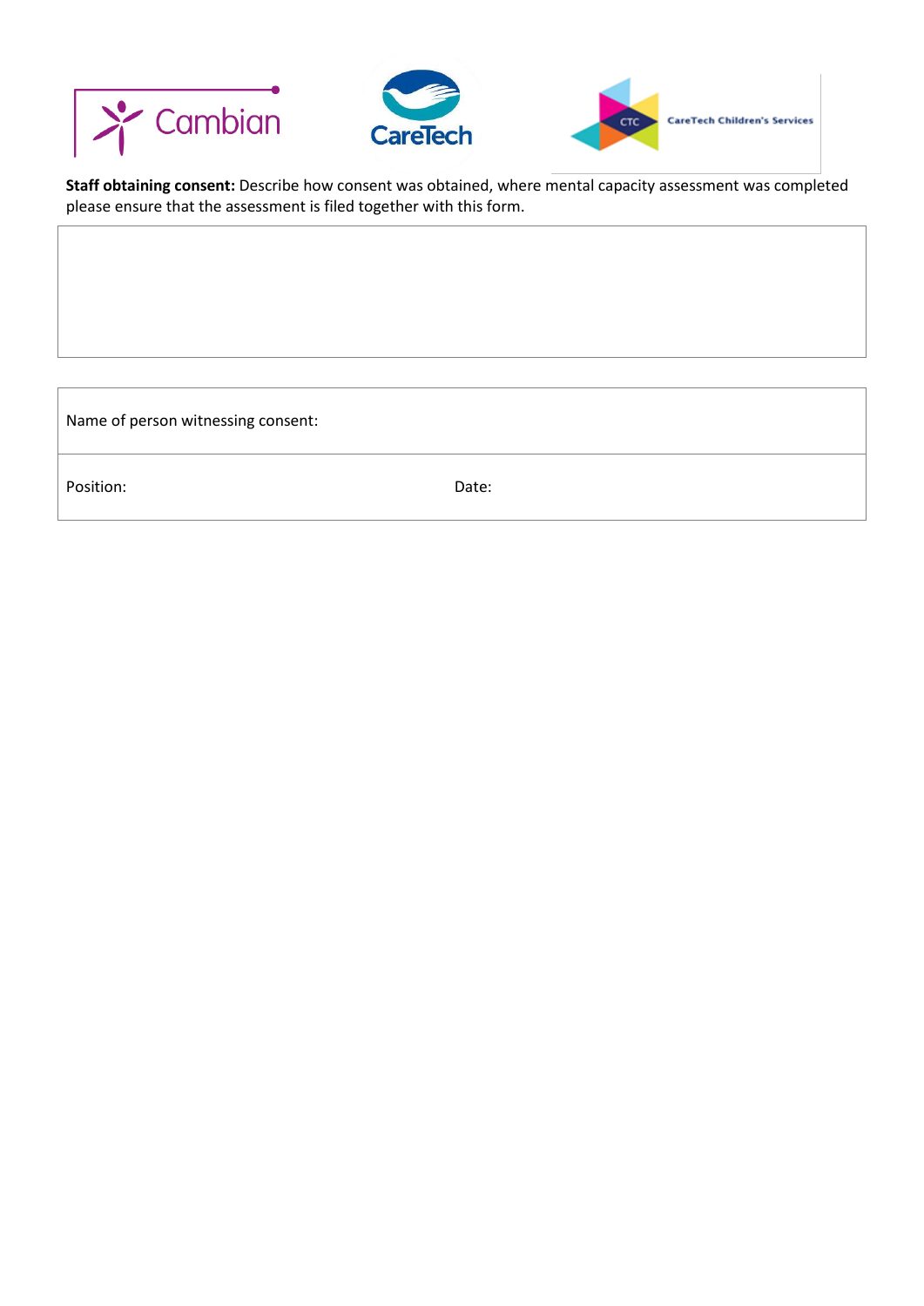Cambian CareTech CTC CareTech Children's Services

**Staff obtaining consent:** Describe how consent was obtained, where mental capacity assessment was completed please ensure that the assessment is filed together with this form.

| |
|---|
| |

| | |
|---|---|
| Name of person witnessing consent: | |
| Position: | Date: |